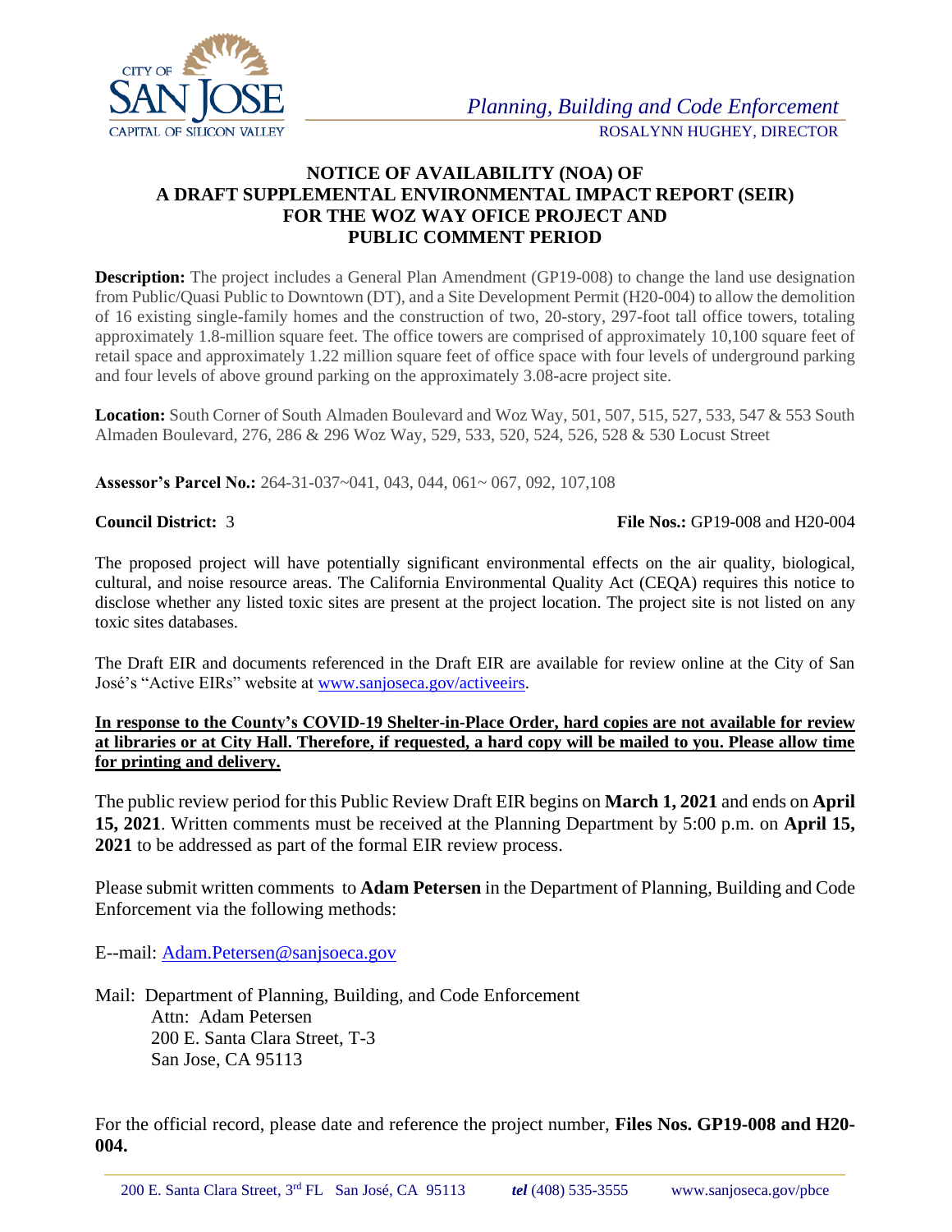CITY OF SAN JOSE
CAPITAL OF SILICON VALLEY

*Planning, Building and Code Enforcement*
ROSALYNN HUGHEY, DIRECTOR

# NOTICE OF AVAILABILITY (NOA) OF A DRAFT SUPPLEMENTAL ENVIRONMENTAL IMPACT REPORT (SEIR) FOR THE WOZ WAY OFICE PROJECT AND PUBLIC COMMENT PERIOD

**Description:** The project includes a General Plan Amendment (GP19-008) to change the land use designation from Public/Quasi Public to Downtown (DT), and a Site Development Permit (H20-004) to allow the demolition of 16 existing single-family homes and the construction of two, 20-story, 297-foot tall office towers, totaling approximately 1.8-million square feet. The office towers are comprised of approximately 10,100 square feet of retail space and approximately 1.22 million square feet of office space with four levels of underground parking and four levels of above ground parking on the approximately 3.08-acre project site.

**Location:** South Corner of South Almaden Boulevard and Woz Way, 501, 507, 515, 527, 533, 547 & 553 South Almaden Boulevard, 276, 286 & 296 Woz Way, 529, 533, 520, 524, 526, 528 & 530 Locust Street

**Assessor's Parcel No.:** 264-31-037~041, 043, 044, 061~ 067, 092, 107,108

**Council District:** 3

**File Nos.:** GP19-008 and H20-004

The proposed project will have potentially significant environmental effects on the air quality, biological, cultural, and noise resource areas. The California Environmental Quality Act (CEQA) requires this notice to disclose whether any listed toxic sites are present at the project location. The project site is not listed on any toxic sites databases.

The Draft EIR and documents referenced in the Draft EIR are available for review online at the City of San José's "Active EIRs" website at www.sanjoseca.gov/activeeirs.

**In response to the County's COVID-19 Shelter-in-Place Order, hard copies are not available for review at libraries or at City Hall. Therefore, if requested, a hard copy will be mailed to you. Please allow time for printing and delivery.**

The public review period for this Public Review Draft EIR begins on **March 1, 2021** and ends on **April 15, 2021**. Written comments must be received at the Planning Department by 5:00 p.m. on **April 15, 2021** to be addressed as part of the formal EIR review process.

Please submit written comments to **Adam Petersen** in the Department of Planning, Building and Code Enforcement via the following methods:

E--mail: Adam.Petersen@sanjsoeca.gov

Mail: Department of Planning, Building, and Code Enforcement
Attn: Adam Petersen
200 E. Santa Clara Street, T-3
San Jose, CA 95113

For the official record, please date and reference the project number, **Files Nos. GP19-008 and H20-004.**

200 E. Santa Clara Street, 3rd FL San José, CA 95113 *tel* (408) 535-3555 www.sanjoseca.gov/pbce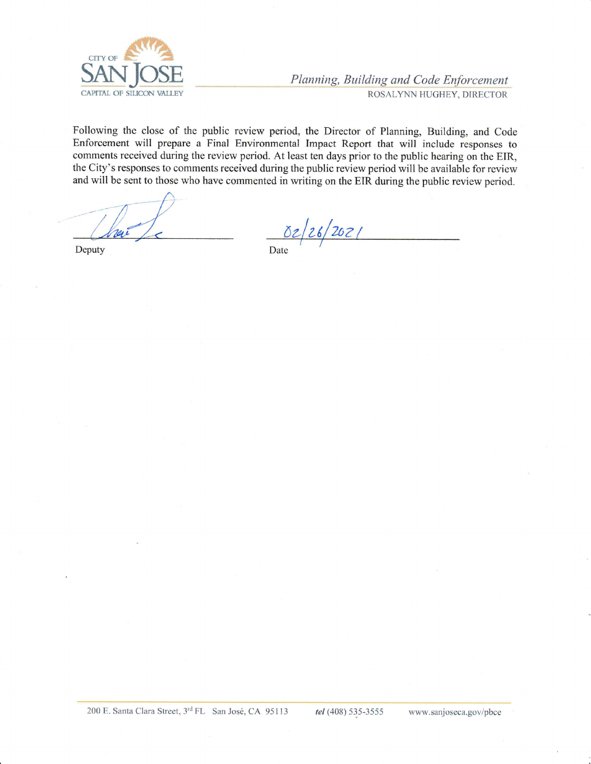CITY OF
SAN JOSE
CAPITAL OF SILICON VALLEY

*Planning, Building and Code Enforcement*
ROSALYNN HUGHEY, DIRECTOR

Following the close of the public review period, the Director of Planning, Building, and Code Enforcement will prepare a Final Environmental Impact Report that will include responses to comments received during the review period. At least ten days prior to the public hearing on the EIR, the City's responses to comments received during the public review period will be available for review and will be sent to those who have commented in writing on the EIR during the public review period.

Deputy

02/26/2021
Date

200 E. Santa Clara Street, 3rd FL San José, CA 95113 *tel* (408) 535-3555 www.sanjoseca.gov/pbce